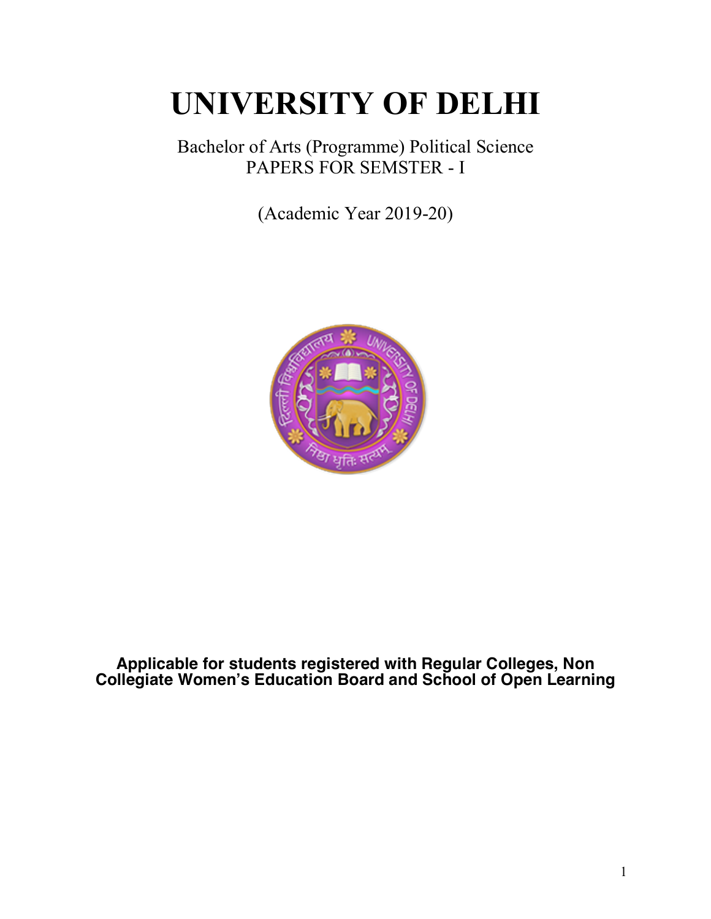# UNIVERSITY OF DELHI

Bachelor of Arts (Programme) Political Science
PAPERS FOR SEMSTER - I

(Academic Year 2019-20)

**Applicable for students registered with Regular Colleges, Non Collegiate Women's Education Board and School of Open Learning**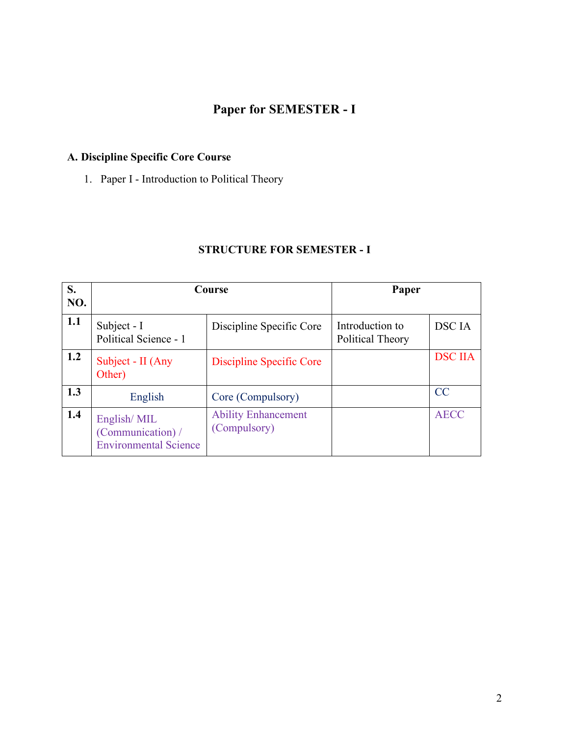# Paper for SEMESTER - I

**A. Discipline Specific Core Course**

1. Paper I - Introduction to Political Theory

**STRUCTURE FOR SEMESTER - I**

| S. NO. | Course | | Paper | |
|---|---|---|---|---|
| 1.1 | Subject - I<br>Political Science - 1 | Discipline Specific Core | Introduction to Political Theory | DSC IA |
| 1.2 | Subject - II (Any Other) | Discipline Specific Core | | DSC IIA |
| 1.3 | English | Core (Compulsory) | | CC |
| 1.4 | English/ MIL (Communication) / Environmental Science | Ability Enhancement (Compulsory) | | AECC |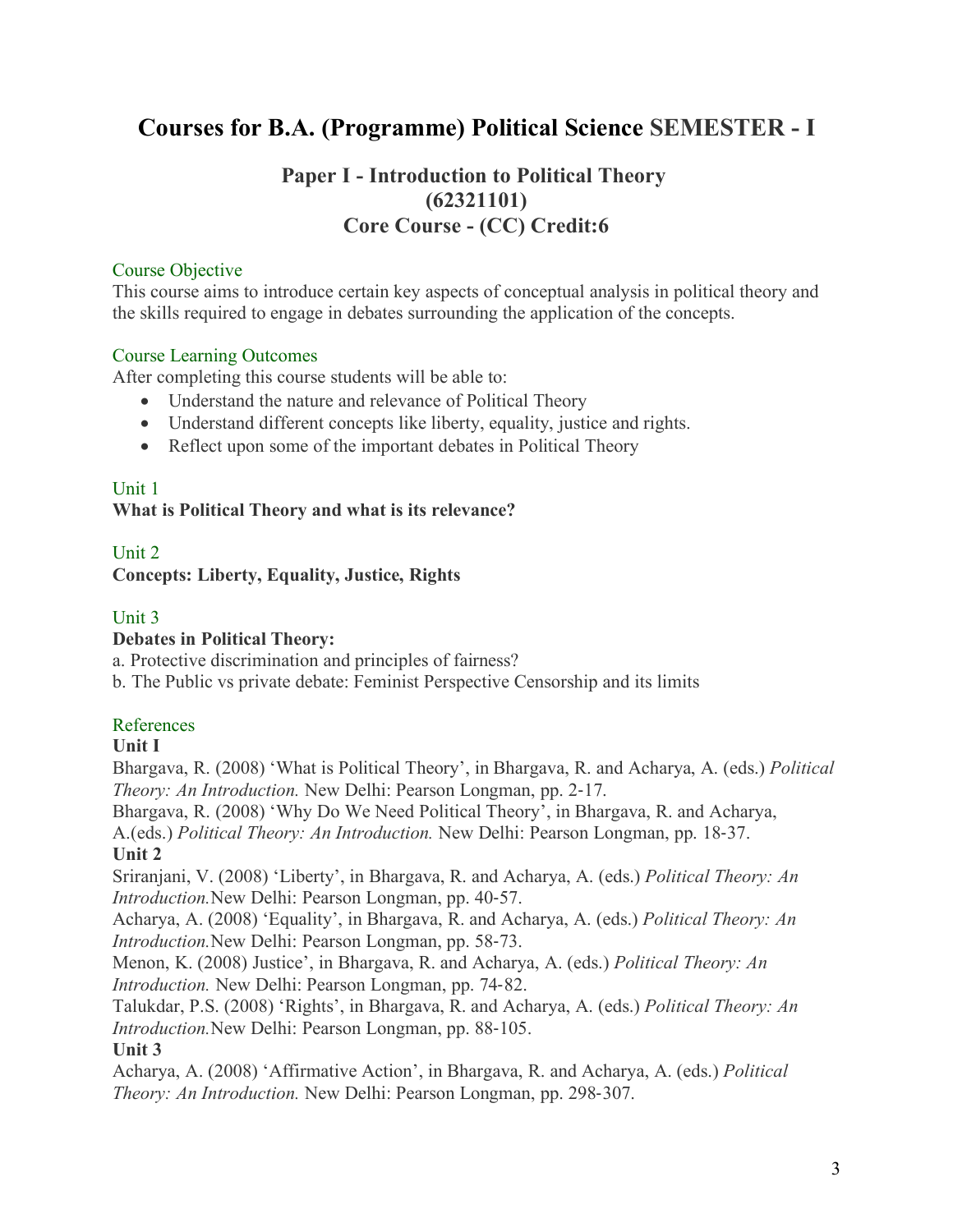# Courses for B.A. (Programme) Political Science SEMESTER - I

## Paper I - Introduction to Political Theory (62321101) Core Course - (CC) Credit:6

### Course Objective

This course aims to introduce certain key aspects of conceptual analysis in political theory and the skills required to engage in debates surrounding the application of the concepts.

### Course Learning Outcomes

After completing this course students will be able to:

- Understand the nature and relevance of Political Theory
- Understand different concepts like liberty, equality, justice and rights.
- Reflect upon some of the important debates in Political Theory

### Unit 1

**What is Political Theory and what is its relevance?**

### Unit 2

**Concepts: Liberty, Equality, Justice, Rights**

### Unit 3

**Debates in Political Theory:**

a. Protective discrimination and principles of fairness?
b. The Public vs private debate: Feminist Perspective Censorship and its limits

### References

**Unit I**

Bhargava, R. (2008) 'What is Political Theory', in Bhargava, R. and Acharya, A. (eds.) *Political Theory: An Introduction.* New Delhi: Pearson Longman, pp. 2-17.

Bhargava, R. (2008) 'Why Do We Need Political Theory', in Bhargava, R. and Acharya, A.(eds.) *Political Theory: An Introduction.* New Delhi: Pearson Longman, pp. 18-37.

**Unit 2**

Sriranjani, V. (2008) 'Liberty', in Bhargava, R. and Acharya, A. (eds.) *Political Theory: An Introduction.*New Delhi: Pearson Longman, pp. 40-57.

Acharya, A. (2008) 'Equality', in Bhargava, R. and Acharya, A. (eds.) *Political Theory: An Introduction.*New Delhi: Pearson Longman, pp. 58-73.

Menon, K. (2008) Justice', in Bhargava, R. and Acharya, A. (eds.) *Political Theory: An Introduction.* New Delhi: Pearson Longman, pp. 74-82.

Talukdar, P.S. (2008) 'Rights', in Bhargava, R. and Acharya, A. (eds.) *Political Theory: An Introduction.*New Delhi: Pearson Longman, pp. 88-105.

**Unit 3**

Acharya, A. (2008) 'Affirmative Action', in Bhargava, R. and Acharya, A. (eds.) *Political Theory: An Introduction.* New Delhi: Pearson Longman, pp. 298-307.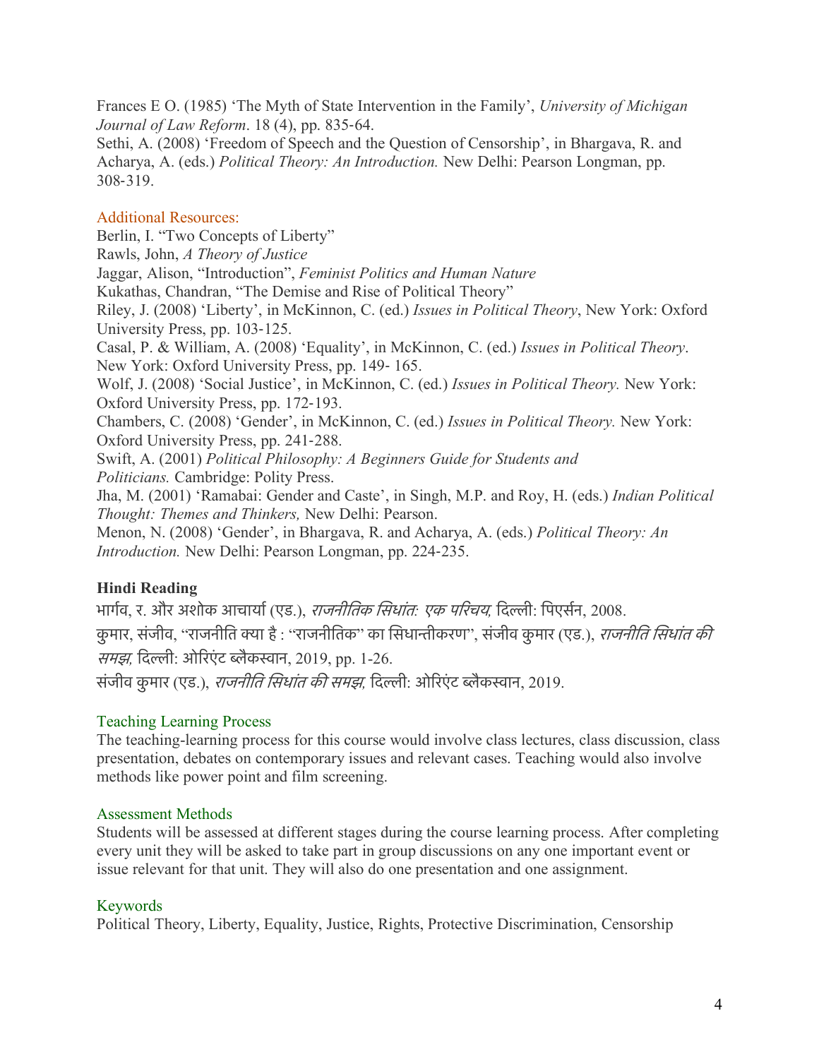Frances E O. (1985) 'The Myth of State Intervention in the Family', *University of Michigan Journal of Law Reform*. 18 (4), pp. 835-64.
Sethi, A. (2008) 'Freedom of Speech and the Question of Censorship', in Bhargava, R. and Acharya, A. (eds.) *Political Theory: An Introduction.* New Delhi: Pearson Longman, pp. 308-319.

### Additional Resources:

Berlin, I. "Two Concepts of Liberty"
Rawls, John, *A Theory of Justice*
Jaggar, Alison, "Introduction", *Feminist Politics and Human Nature*
Kukathas, Chandran, "The Demise and Rise of Political Theory"
Riley, J. (2008) 'Liberty', in McKinnon, C. (ed.) *Issues in Political Theory*, New York: Oxford University Press, pp. 103-125.
Casal, P. & William, A. (2008) 'Equality', in McKinnon, C. (ed.) *Issues in Political Theory*. New York: Oxford University Press, pp. 149- 165.
Wolf, J. (2008) 'Social Justice', in McKinnon, C. (ed.) *Issues in Political Theory.* New York: Oxford University Press, pp. 172-193.
Chambers, C. (2008) 'Gender', in McKinnon, C. (ed.) *Issues in Political Theory.* New York: Oxford University Press, pp. 241-288.
Swift, A. (2001) *Political Philosophy: A Beginners Guide for Students and Politicians.* Cambridge: Polity Press.
Jha, M. (2001) 'Ramabai: Gender and Caste', in Singh, M.P. and Roy, H. (eds.) *Indian Political Thought: Themes and Thinkers,* New Delhi: Pearson.
Menon, N. (2008) 'Gender', in Bhargava, R. and Acharya, A. (eds.) *Political Theory: An Introduction.* New Delhi: Pearson Longman, pp. 224-235.

### Hindi Reading

भार्गव, र. और अशोक आचार्या (एड.), *राजनीतिक सिधांत: एक परिचय,* दिल्ली: पिएर्सन, 2008.
कुमार, संजीव, "राजनीति क्या है : "राजनीतिक" का सिधान्तीकरण", संजीव कुमार (एड.), *राजनीति सिधांत की समझ,* दिल्ली: ओरिएंट ब्लैकस्वान, 2019, pp. 1-26.
संजीव कुमार (एड.), *राजनीति सिधांत की समझ,* दिल्ली: ओरिएंट ब्लैकस्वान, 2019.

### Teaching Learning Process

The teaching-learning process for this course would involve class lectures, class discussion, class presentation, debates on contemporary issues and relevant cases. Teaching would also involve methods like power point and film screening.

### Assessment Methods

Students will be assessed at different stages during the course learning process. After completing every unit they will be asked to take part in group discussions on any one important event or issue relevant for that unit. They will also do one presentation and one assignment.

### Keywords

Political Theory, Liberty, Equality, Justice, Rights, Protective Discrimination, Censorship